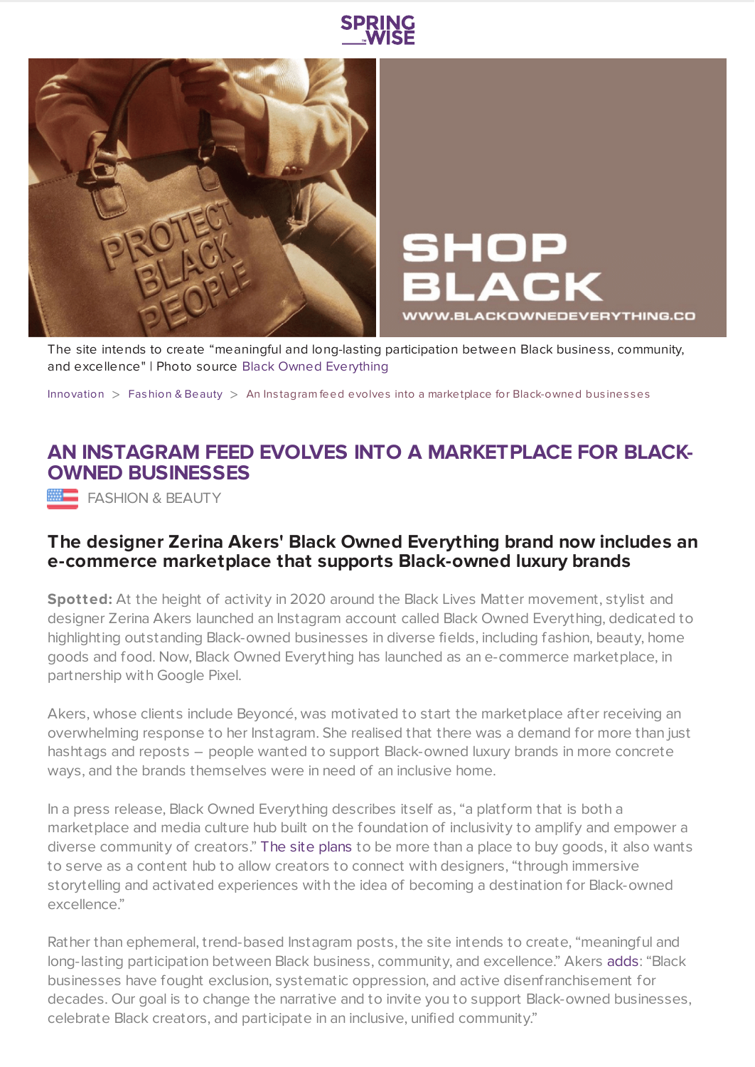The site intends to create "meaningful and long-lasting participation between Black business, community, and excellence" | Photo source Black Owned Everything

Innovation > Fashion & Beauty > An Instagram feed evolves into a marketplace for Black-owned businesses

# AN INSTAGRAM FEED EVOLVES INTO A MARKETPLACE FOR BLACK-OWNED BUSINESSES

FASHION & BEAUTY

## The designer Zerina Akers' Black Owned Everything brand now includes an e-commerce marketplace that supports Black-owned luxury brands

**Spotted:** At the height of activity in 2020 around the Black Lives Matter movement, stylist and designer Zerina Akers launched an Instagram account called Black Owned Everything, dedicated to highlighting outstanding Black-owned businesses in diverse fields, including fashion, beauty, home goods and food. Now, Black Owned Everything has launched as an e-commerce marketplace, in partnership with Google Pixel.

Akers, whose clients include Beyoncé, was motivated to start the marketplace after receiving an overwhelming response to her Instagram. She realised that there was a demand for more than just hashtags and reposts – people wanted to support Black-owned luxury brands in more concrete ways, and the brands themselves were in need of an inclusive home.

In a press release, Black Owned Everything describes itself as, "a platform that is both a marketplace and media culture hub built on the foundation of inclusivity to amplify and empower a diverse community of creators." The site plans to be more than a place to buy goods, it also wants to serve as a content hub to allow creators to connect with designers, "through immersive storytelling and activated experiences with the idea of becoming a destination for Black-owned excellence."

Rather than ephemeral, trend-based Instagram posts, the site intends to create, "meaningful and long-lasting participation between Black business, community, and excellence." Akers adds: "Black businesses have fought exclusion, systematic oppression, and active disenfranchisement for decades. Our goal is to change the narrative and to invite you to support Black-owned businesses, celebrate Black creators, and participate in an inclusive, unified community."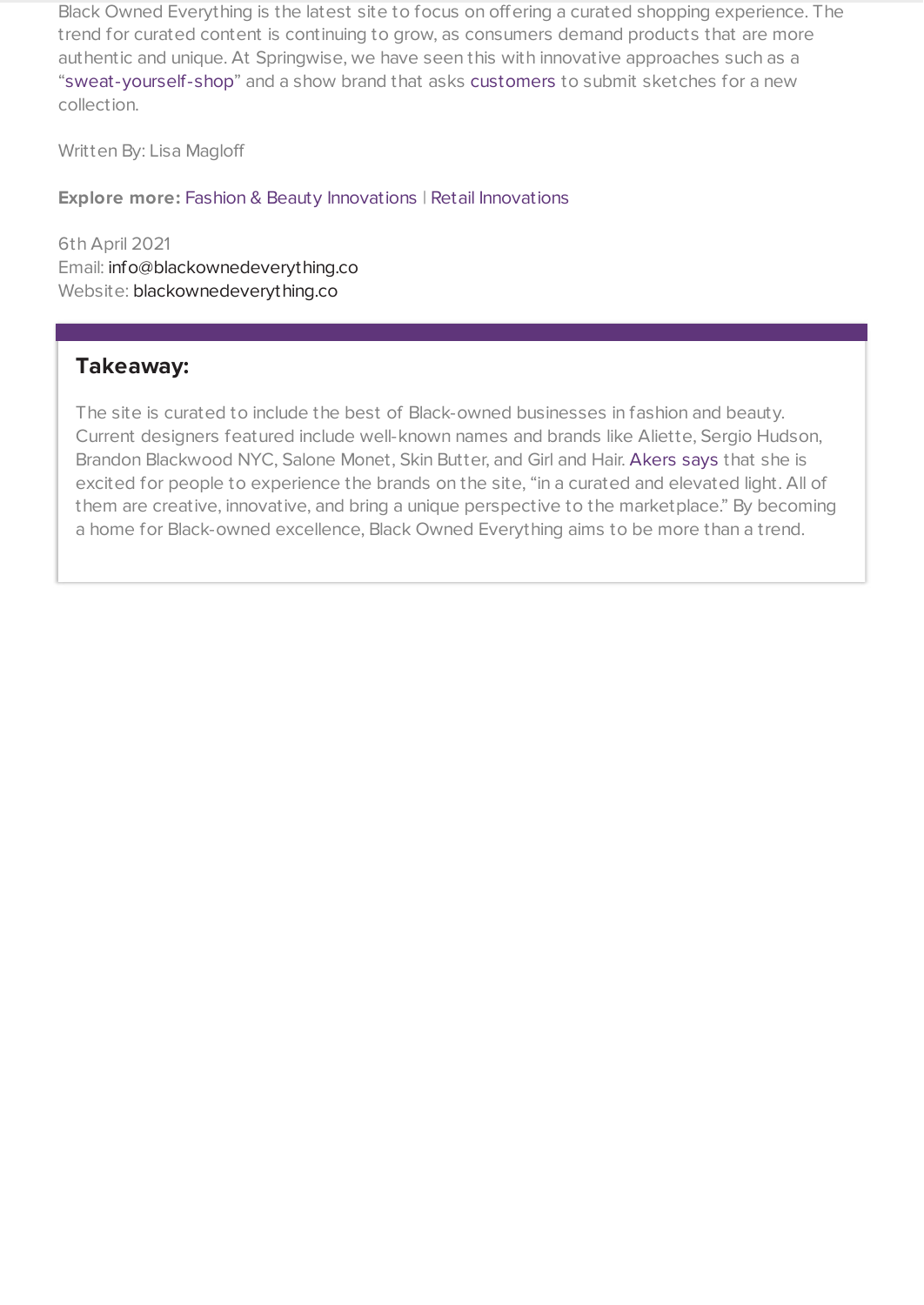Black Owned Everything is the latest site to focus on offering a curated shopping experience. The trend for curated content is continuing to grow, as consumers demand products that are more authentic and unique. At Springwise, we have seen this with innovative approaches such as a "sweat-yourself-shop" and a show brand that asks customers to submit sketches for a new collection.

Written By: Lisa Magloff

**Explore more:** Fashion & Beauty Innovations | Retail Innovations

6th April 2021
Email: info@blackownedeverything.co
Website: blackownedeverything.co

## Takeaway:

The site is curated to include the best of Black-owned businesses in fashion and beauty. Current designers featured include well-known names and brands like Aliette, Sergio Hudson, Brandon Blackwood NYC, Salone Monet, Skin Butter, and Girl and Hair. Akers says that she is excited for people to experience the brands on the site, "in a curated and elevated light. All of them are creative, innovative, and bring a unique perspective to the marketplace." By becoming a home for Black-owned excellence, Black Owned Everything aims to be more than a trend.